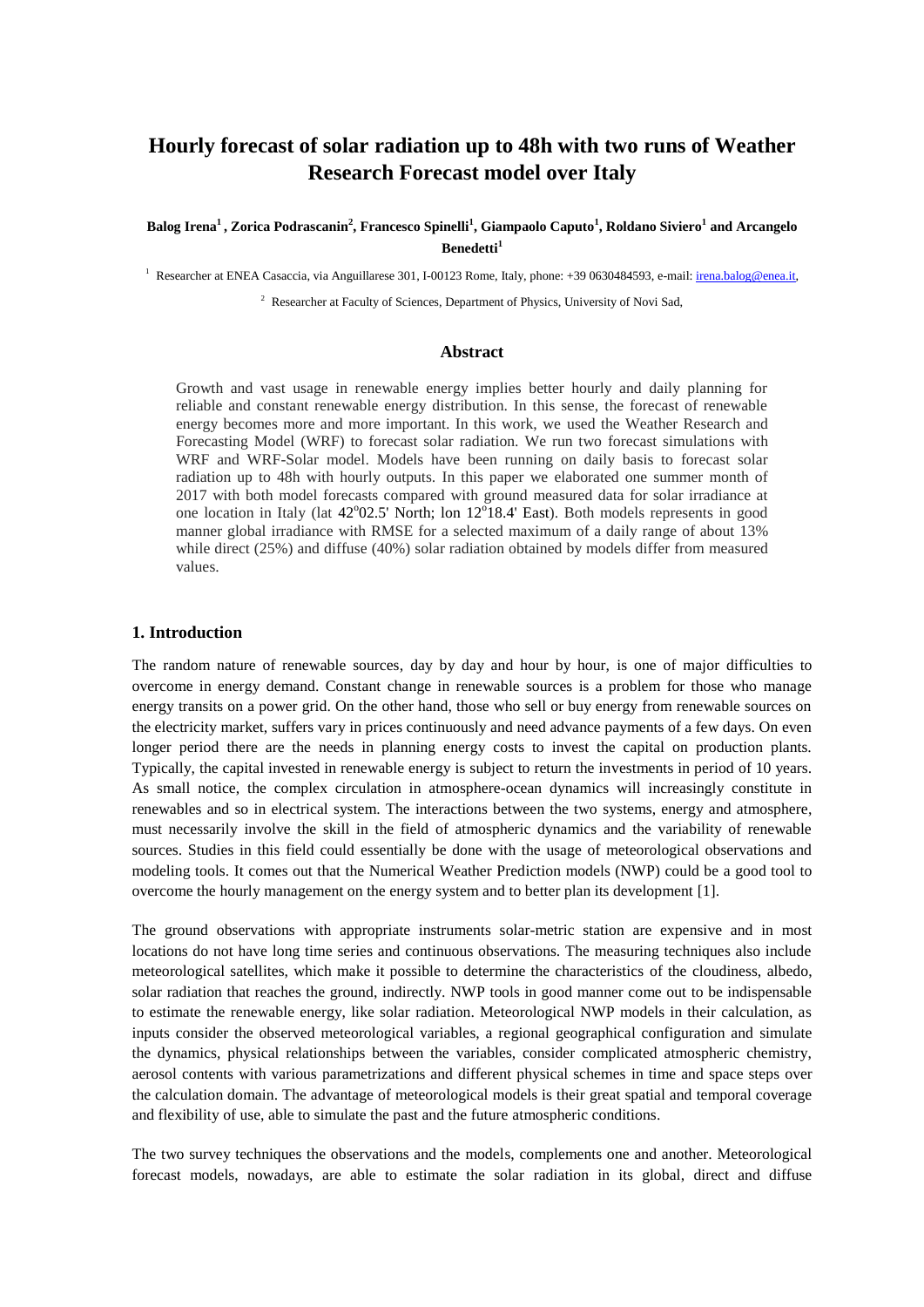# Hourly forecast of solar radiation up to 48h with two runs of Weather Research Forecast model over Italy

**Balog Irena[1], Zorica Podrascanin[2], Francesco Spinelli[1], Giampaolo Caputo[1], Roldano Siviero[1] and Arcangelo Benedetti[1]**

[1] Researcher at ENEA Casaccia, via Anguillarese 301, I-00123 Rome, Italy, phone: +39 0630484593, e-mail: irena.balog@enea.it,

[2] Researcher at Faculty of Sciences, Department of Physics, University of Novi Sad,

## Abstract

Growth and vast usage in renewable energy implies better hourly and daily planning for reliable and constant renewable energy distribution. In this sense, the forecast of renewable energy becomes more and more important. In this work, we used the Weather Research and Forecasting Model (WRF) to forecast solar radiation. We run two forecast simulations with WRF and WRF-Solar model. Models have been running on daily basis to forecast solar radiation up to 48h with hourly outputs. In this paper we elaborated one summer month of 2017 with both model forecasts compared with ground measured data for solar irradiance at one location in Italy (lat 42°02.5' North; lon 12°18.4' East). Both models represents in good manner global irradiance with RMSE for a selected maximum of a daily range of about 13% while direct (25%) and diffuse (40%) solar radiation obtained by models differ from measured values.

## 1. Introduction

The random nature of renewable sources, day by day and hour by hour, is one of major difficulties to overcome in energy demand. Constant change in renewable sources is a problem for those who manage energy transits on a power grid. On the other hand, those who sell or buy energy from renewable sources on the electricity market, suffers vary in prices continuously and need advance payments of a few days. On even longer period there are the needs in planning energy costs to invest the capital on production plants. Typically, the capital invested in renewable energy is subject to return the investments in period of 10 years. As small notice, the complex circulation in atmosphere-ocean dynamics will increasingly constitute in renewables and so in electrical system. The interactions between the two systems, energy and atmosphere, must necessarily involve the skill in the field of atmospheric dynamics and the variability of renewable sources. Studies in this field could essentially be done with the usage of meteorological observations and modeling tools. It comes out that the Numerical Weather Prediction models (NWP) could be a good tool to overcome the hourly management on the energy system and to better plan its development [1].

The ground observations with appropriate instruments solar-metric station are expensive and in most locations do not have long time series and continuous observations. The measuring techniques also include meteorological satellites, which make it possible to determine the characteristics of the cloudiness, albedo, solar radiation that reaches the ground, indirectly. NWP tools in good manner come out to be indispensable to estimate the renewable energy, like solar radiation. Meteorological NWP models in their calculation, as inputs consider the observed meteorological variables, a regional geographical configuration and simulate the dynamics, physical relationships between the variables, consider complicated atmospheric chemistry, aerosol contents with various parametrizations and different physical schemes in time and space steps over the calculation domain. The advantage of meteorological models is their great spatial and temporal coverage and flexibility of use, able to simulate the past and the future atmospheric conditions.

The two survey techniques the observations and the models, complements one and another. Meteorological forecast models, nowadays, are able to estimate the solar radiation in its global, direct and diffuse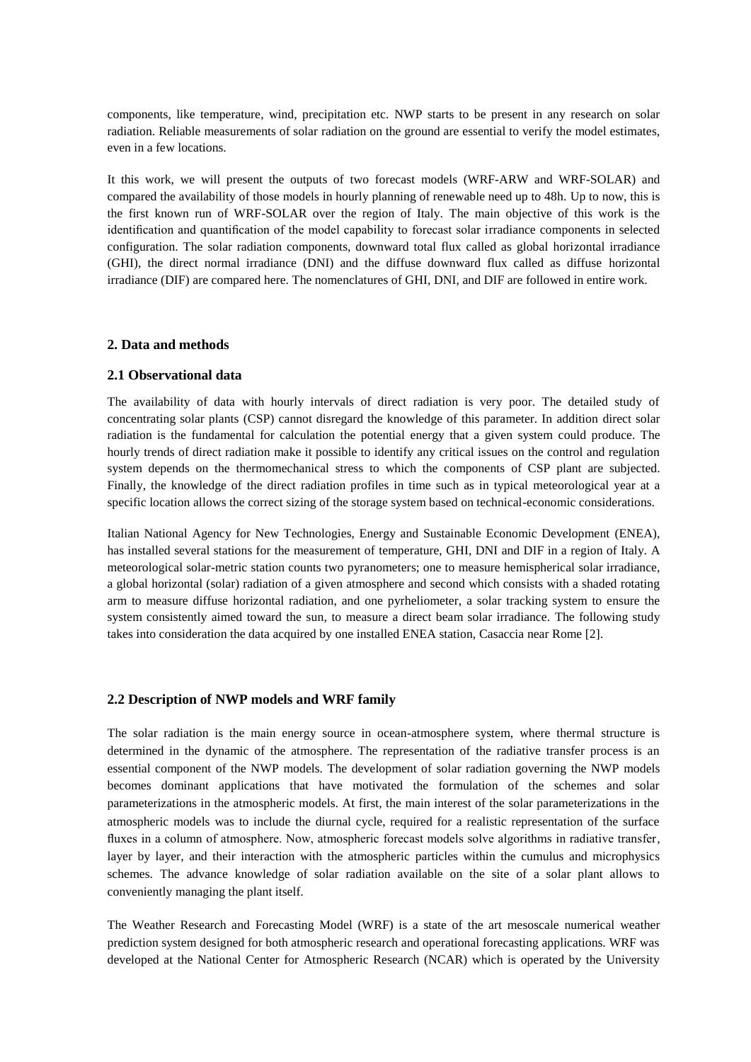components, like temperature, wind, precipitation etc. NWP starts to be present in any research on solar radiation. Reliable measurements of solar radiation on the ground are essential to verify the model estimates, even in a few locations.

It this work, we will present the outputs of two forecast models (WRF-ARW and WRF-SOLAR) and compared the availability of those models in hourly planning of renewable need up to 48h. Up to now, this is the first known run of WRF-SOLAR over the region of Italy. The main objective of this work is the identification and quantification of the model capability to forecast solar irradiance components in selected configuration. The solar radiation components, downward total flux called as global horizontal irradiance (GHI), the direct normal irradiance (DNI) and the diffuse downward flux called as diffuse horizontal irradiance (DIF) are compared here. The nomenclatures of GHI, DNI, and DIF are followed in entire work.

## 2. Data and methods

### 2.1 Observational data

The availability of data with hourly intervals of direct radiation is very poor. The detailed study of concentrating solar plants (CSP) cannot disregard the knowledge of this parameter. In addition direct solar radiation is the fundamental for calculation the potential energy that a given system could produce. The hourly trends of direct radiation make it possible to identify any critical issues on the control and regulation system depends on the thermomechanical stress to which the components of CSP plant are subjected. Finally, the knowledge of the direct radiation profiles in time such as in typical meteorological year at a specific location allows the correct sizing of the storage system based on technical-economic considerations.

Italian National Agency for New Technologies, Energy and Sustainable Economic Development (ENEA), has installed several stations for the measurement of temperature, GHI, DNI and DIF in a region of Italy. A meteorological solar-metric station counts two pyranometers; one to measure hemispherical solar irradiance, a global horizontal (solar) radiation of a given atmosphere and second which consists with a shaded rotating arm to measure diffuse horizontal radiation, and one pyrheliometer, a solar tracking system to ensure the system consistently aimed toward the sun, to measure a direct beam solar irradiance. The following study takes into consideration the data acquired by one installed ENEA station, Casaccia near Rome [2].

### 2.2 Description of NWP models and WRF family

The solar radiation is the main energy source in ocean-atmosphere system, where thermal structure is determined in the dynamic of the atmosphere. The representation of the radiative transfer process is an essential component of the NWP models. The development of solar radiation governing the NWP models becomes dominant applications that have motivated the formulation of the schemes and solar parameterizations in the atmospheric models. At first, the main interest of the solar parameterizations in the atmospheric models was to include the diurnal cycle, required for a realistic representation of the surface fluxes in a column of atmosphere. Now, atmospheric forecast models solve algorithms in radiative transfer, layer by layer, and their interaction with the atmospheric particles within the cumulus and microphysics schemes. The advance knowledge of solar radiation available on the site of a solar plant allows to conveniently managing the plant itself.

The Weather Research and Forecasting Model (WRF) is a state of the art mesoscale numerical weather prediction system designed for both atmospheric research and operational forecasting applications. WRF was developed at the National Center for Atmospheric Research (NCAR) which is operated by the University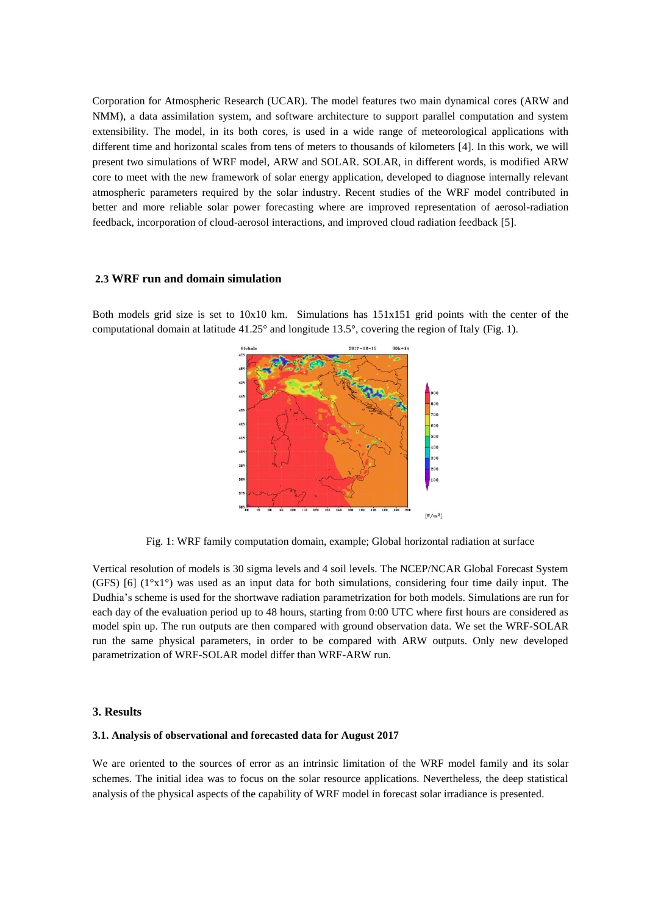Corporation for Atmospheric Research (UCAR). The model features two main dynamical cores (ARW and NMM), a data assimilation system, and software architecture to support parallel computation and system extensibility. The model, in its both cores, is used in a wide range of meteorological applications with different time and horizontal scales from tens of meters to thousands of kilometers [4]. In this work, we will present two simulations of WRF model, ARW and SOLAR. SOLAR, in different words, is modified ARW core to meet with the new framework of solar energy application, developed to diagnose internally relevant atmospheric parameters required by the solar industry. Recent studies of the WRF model contributed in better and more reliable solar power forecasting where are improved representation of aerosol-radiation feedback, incorporation of cloud-aerosol interactions, and improved cloud radiation feedback [5].

### 2.3 WRF run and domain simulation

Both models grid size is set to 10x10 km. Simulations has 151x151 grid points with the center of the computational domain at latitude 41.25° and longitude 13.5°, covering the region of Italy (Fig. 1).

Fig. 1: WRF family computation domain, example; Global horizontal radiation at surface

Vertical resolution of models is 30 sigma levels and 4 soil levels. The NCEP/NCAR Global Forecast System (GFS) [6] (1°x1°) was used as an input data for both simulations, considering four time daily input. The Dudhia's scheme is used for the shortwave radiation parametrization for both models. Simulations are run for each day of the evaluation period up to 48 hours, starting from 0:00 UTC where first hours are considered as model spin up. The run outputs are then compared with ground observation data. We set the WRF-SOLAR run the same physical parameters, in order to be compared with ARW outputs. Only new developed parametrization of WRF-SOLAR model differ than WRF-ARW run.

## 3. Results

### 3.1. Analysis of observational and forecasted data for August 2017

We are oriented to the sources of error as an intrinsic limitation of the WRF model family and its solar schemes. The initial idea was to focus on the solar resource applications. Nevertheless, the deep statistical analysis of the physical aspects of the capability of WRF model in forecast solar irradiance is presented.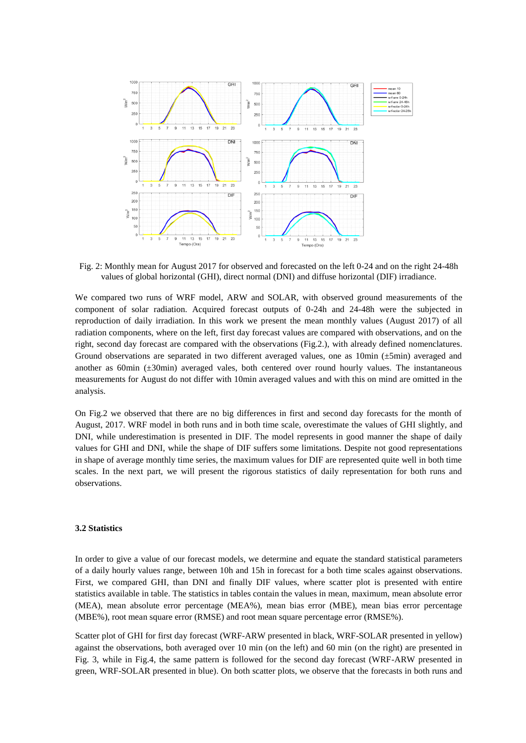Fig. 2: Monthly mean for August 2017 for observed and forecasted on the left 0-24 and on the right 24-48h values of global horizontal (GHI), direct normal (DNI) and diffuse horizontal (DIF) irradiance.

We compared two runs of WRF model, ARW and SOLAR, with observed ground measurements of the component of solar radiation. Acquired forecast outputs of 0-24h and 24-48h were the subjected in reproduction of daily irradiation. In this work we present the mean monthly values (August 2017) of all radiation components, where on the left, first day forecast values are compared with observations, and on the right, second day forecast are compared with the observations (Fig.2.), with already defined nomenclatures. Ground observations are separated in two different averaged values, one as 10min (±5min) averaged and another as 60min (±30min) averaged vales, both centered over round hourly values. The instantaneous measurements for August do not differ with 10min averaged values and with this on mind are omitted in the analysis.

On Fig.2 we observed that there are no big differences in first and second day forecasts for the month of August, 2017. WRF model in both runs and in both time scale, overestimate the values of GHI slightly, and DNI, while underestimation is presented in DIF. The model represents in good manner the shape of daily values for GHI and DNI, while the shape of DIF suffers some limitations. Despite not good representations in shape of average monthly time series, the maximum values for DIF are represented quite well in both time scales. In the next part, we will present the rigorous statistics of daily representation for both runs and observations.

### 3.2 Statistics

In order to give a value of our forecast models, we determine and equate the standard statistical parameters of a daily hourly values range, between 10h and 15h in forecast for a both time scales against observations. First, we compared GHI, than DNI and finally DIF values, where scatter plot is presented with entire statistics available in table. The statistics in tables contain the values in mean, maximum, mean absolute error (MEA), mean absolute error percentage (MEA%), mean bias error (MBE), mean bias error percentage (MBE%), root mean square error (RMSE) and root mean square percentage error (RMSE%).

Scatter plot of GHI for first day forecast (WRF-ARW presented in black, WRF-SOLAR presented in yellow) against the observations, both averaged over 10 min (on the left) and 60 min (on the right) are presented in Fig. 3, while in Fig.4, the same pattern is followed for the second day forecast (WRF-ARW presented in green, WRF-SOLAR presented in blue). On both scatter plots, we observe that the forecasts in both runs and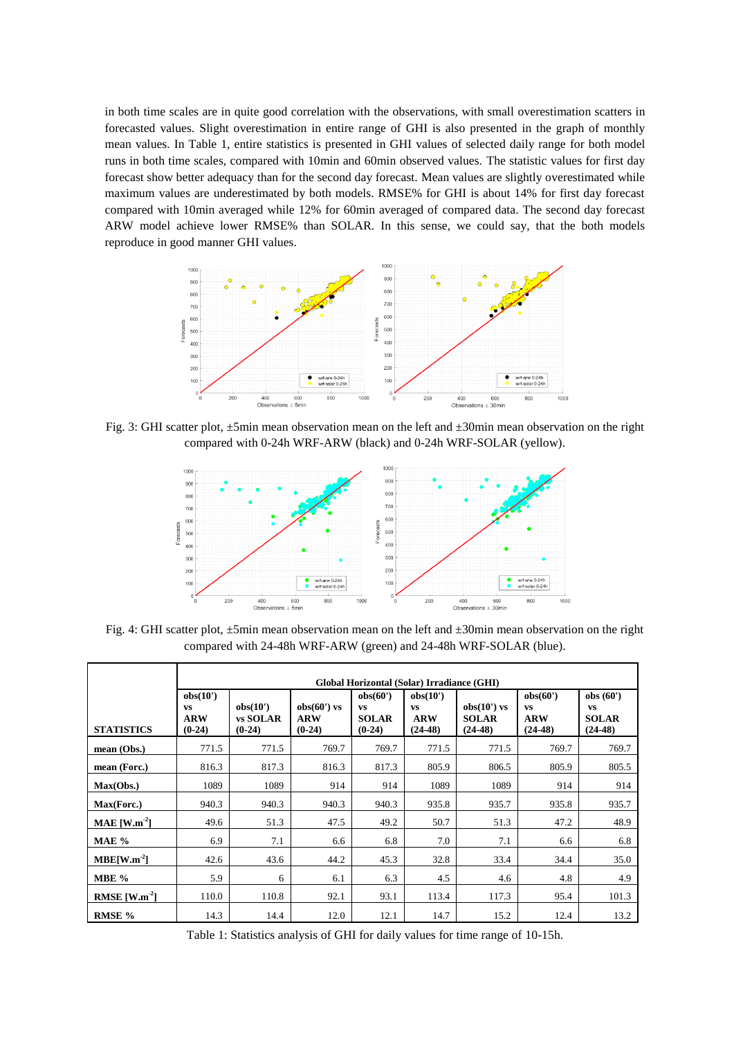in both time scales are in quite good correlation with the observations, with small overestimation scatters in forecasted values. Slight overestimation in entire range of GHI is also presented in the graph of monthly mean values. In Table 1, entire statistics is presented in GHI values of selected daily range for both model runs in both time scales, compared with 10min and 60min observed values. The statistic values for first day forecast show better adequacy than for the second day forecast. Mean values are slightly overestimated while maximum values are underestimated by both models. RMSE% for GHI is about 14% for first day forecast compared with 10min averaged while 12% for 60min averaged of compared data. The second day forecast ARW model achieve lower RMSE% than SOLAR. In this sense, we could say, that the both models reproduce in good manner GHI values.

Fig. 3: GHI scatter plot, ±5min mean observation mean on the left and ±30min mean observation on the right compared with 0-24h WRF-ARW (black) and 0-24h WRF-SOLAR (yellow).

Fig. 4: GHI scatter plot, ±5min mean observation mean on the left and ±30min mean observation on the right compared with 24-48h WRF-ARW (green) and 24-48h WRF-SOLAR (blue).

| | Global Horizontal (Solar) Irradiance (GHI) | | | | | | | |
|---|---|---|---|---|---|---|---|---|
| **STATISTICS** | **obs(10') vs ARW (0-24)** | **obs(10') vs SOLAR (0-24)** | **obs(60') vs ARW (0-24)** | **obs(60') vs SOLAR (0-24)** | **obs(10') vs ARW (24-48)** | **obs(10') vs SOLAR (24-48)** | **obs(60') vs ARW (24-48)** | **obs (60') vs SOLAR (24-48)** |
| **mean (Obs.)** | 771.5 | 771.5 | 769.7 | 769.7 | 771.5 | 771.5 | 769.7 | 769.7 |
| **mean (Forc.)** | 816.3 | 817.3 | 816.3 | 817.3 | 805.9 | 806.5 | 805.9 | 805.5 |
| **Max(Obs.)** | 1089 | 1089 | 914 | 914 | 1089 | 1089 | 914 | 914 |
| **Max(Forc.)** | 940.3 | 940.3 | 940.3 | 940.3 | 935.8 | 935.7 | 935.8 | 935.7 |
| **MAE [W.m$^{-2}$]** | 49.6 | 51.3 | 47.5 | 49.2 | 50.7 | 51.3 | 47.2 | 48.9 |
| **MAE %** | 6.9 | 7.1 | 6.6 | 6.8 | 7.0 | 7.1 | 6.6 | 6.8 |
| **MBE[W.m$^{-2}$]** | 42.6 | 43.6 | 44.2 | 45.3 | 32.8 | 33.4 | 34.4 | 35.0 |
| **MBE %** | 5.9 | 6 | 6.1 | 6.3 | 4.5 | 4.6 | 4.8 | 4.9 |
| **RMSE [W.m$^{-2}$]** | 110.0 | 110.8 | 92.1 | 93.1 | 113.4 | 117.3 | 95.4 | 101.3 |
| **RMSE %** | 14.3 | 14.4 | 12.0 | 12.1 | 14.7 | 15.2 | 12.4 | 13.2 |

Table 1: Statistics analysis of GHI for daily values for time range of 10-15h.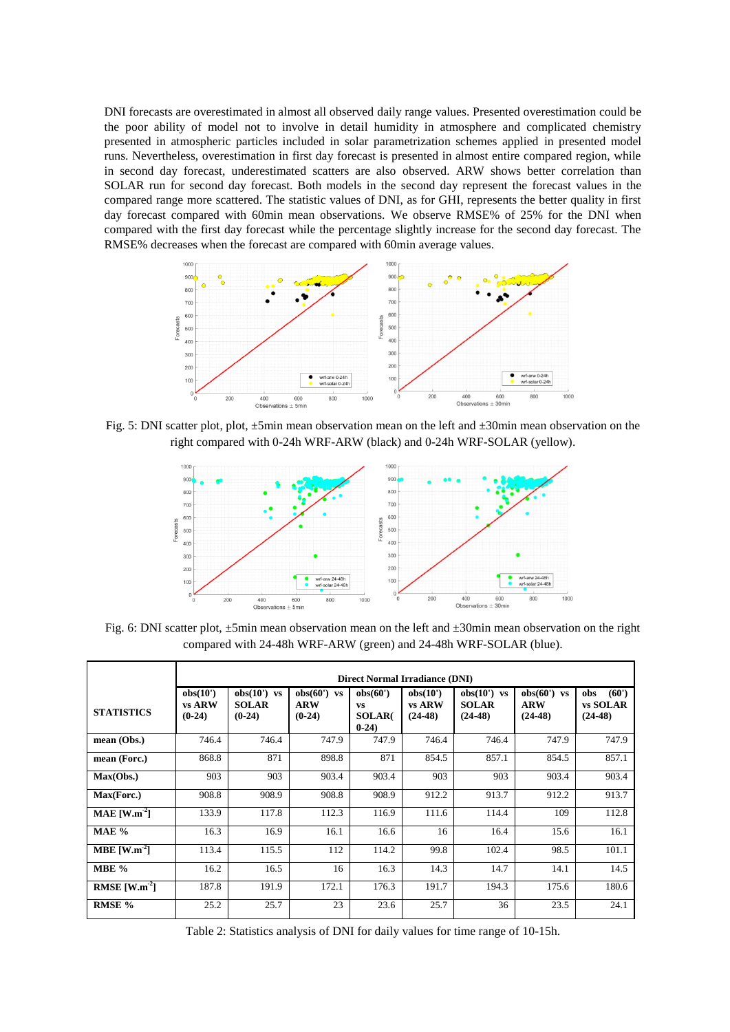DNI forecasts are overestimated in almost all observed daily range values. Presented overestimation could be the poor ability of model not to involve in detail humidity in atmosphere and complicated chemistry presented in atmospheric particles included in solar parametrization schemes applied in presented model runs. Nevertheless, overestimation in first day forecast is presented in almost entire compared region, while in second day forecast, underestimated scatters are also observed. ARW shows better correlation than SOLAR run for second day forecast. Both models in the second day represent the forecast values in the compared range more scattered. The statistic values of DNI, as for GHI, represents the better quality in first day forecast compared with 60min mean observations. We observe RMSE% of 25% for the DNI when compared with the first day forecast while the percentage slightly increase for the second day forecast. The RMSE% decreases when the forecast are compared with 60min average values.

Fig. 5: DNI scatter plot, plot, ±5min mean observation mean on the left and ±30min mean observation on the right compared with 0-24h WRF-ARW (black) and 0-24h WRF-SOLAR (yellow).

Fig. 6: DNI scatter plot, ±5min mean observation mean on the left and ±30min mean observation on the right compared with 24-48h WRF-ARW (green) and 24-48h WRF-SOLAR (blue).

| STATISTICS | Direct Normal Irradiance (DNI) | | | | | | | |
|---|---|---|---|---|---|---|---|---|
| | obs(10') vs ARW (0-24) | obs(10') vs SOLAR (0-24) | obs(60') vs ARW (0-24) | obs(60') vs SOLAR(0-24) | obs(10') vs ARW (24-48) | obs(10') vs SOLAR (24-48) | obs(60') vs ARW (24-48) | obs (60') vs SOLAR (24-48) |
| mean (Obs.) | 746.4 | 746.4 | 747.9 | 747.9 | 746.4 | 746.4 | 747.9 | 747.9 |
| mean (Forc.) | 868.8 | 871 | 898.8 | 871 | 854.5 | 857.1 | 854.5 | 857.1 |
| Max(Obs.) | 903 | 903 | 903.4 | 903.4 | 903 | 903 | 903.4 | 903.4 |
| Max(Forc.) | 908.8 | 908.9 | 908.8 | 908.9 | 912.2 | 913.7 | 912.2 | 913.7 |
| MAE [$W.m^{-2}$] | 133.9 | 117.8 | 112.3 | 116.9 | 111.6 | 114.4 | 109 | 112.8 |
| MAE % | 16.3 | 16.9 | 16.1 | 16.6 | 16 | 16.4 | 15.6 | 16.1 |
| MBE [$W.m^{-2}$] | 113.4 | 115.5 | 112 | 114.2 | 99.8 | 102.4 | 98.5 | 101.1 |
| MBE % | 16.2 | 16.5 | 16 | 16.3 | 14.3 | 14.7 | 14.1 | 14.5 |
| RMSE [$W.m^{-2}$] | 187.8 | 191.9 | 172.1 | 176.3 | 191.7 | 194.3 | 175.6 | 180.6 |
| RMSE % | 25.2 | 25.7 | 23 | 23.6 | 25.7 | 36 | 23.5 | 24.1 |

Table 2: Statistics analysis of DNI for daily values for time range of 10-15h.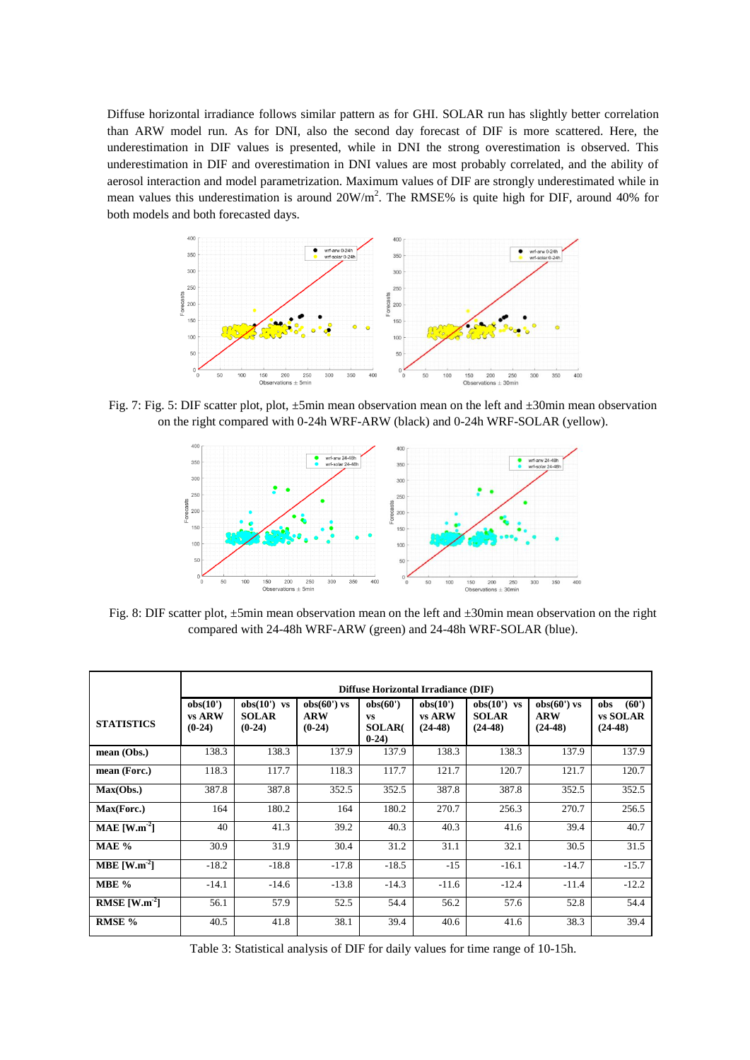Diffuse horizontal irradiance follows similar pattern as for GHI. SOLAR run has slightly better correlation than ARW model run. As for DNI, also the second day forecast of DIF is more scattered. Here, the underestimation in DIF values is presented, while in DNI the strong overestimation is observed. This underestimation in DIF and overestimation in DNI values are most probably correlated, and the ability of aerosol interaction and model parametrization. Maximum values of DIF are strongly underestimated while in mean values this underestimation is around 20W/m$^2$. The RMSE% is quite high for DIF, around 40% for both models and both forecasted days.

Fig. 7: Fig. 5: DIF scatter plot, plot, ±5min mean observation mean on the left and ±30min mean observation on the right compared with 0-24h WRF-ARW (black) and 0-24h WRF-SOLAR (yellow).

Fig. 8: DIF scatter plot, ±5min mean observation mean on the left and ±30min mean observation on the right compared with 24-48h WRF-ARW (green) and 24-48h WRF-SOLAR (blue).

| STATISTICS | Diffuse Horizontal Irradiance (DIF) | | | | | | | |
|---|---|---|---|---|---|---|---|---|
| | obs(10') vs ARW (0-24) | obs(10') vs SOLAR (0-24) | obs(60') vs ARW (0-24) | obs(60') vs SOLAR( 0-24) | obs(10') vs ARW (24-48) | obs(10') vs SOLAR (24-48) | obs(60') vs ARW (24-48) | obs (60') vs SOLAR (24-48) |
| **mean (Obs.)** | 138.3 | 138.3 | 137.9 | 137.9 | 138.3 | 138.3 | 137.9 | 137.9 |
| **mean (Forc.)** | 118.3 | 117.7 | 118.3 | 117.7 | 121.7 | 120.7 | 121.7 | 120.7 |
| **Max(Obs.)** | 387.8 | 387.8 | 352.5 | 352.5 | 387.8 | 387.8 | 352.5 | 352.5 |
| **Max(Forc.)** | 164 | 180.2 | 164 | 180.2 | 270.7 | 256.3 | 270.7 | 256.5 |
| **MAE [W.m$^{-2}$]** | 40 | 41.3 | 39.2 | 40.3 | 40.3 | 41.6 | 39.4 | 40.7 |
| **MAE %** | 30.9 | 31.9 | 30.4 | 31.2 | 31.1 | 32.1 | 30.5 | 31.5 |
| **MBE [W.m$^{-2}$]** | -18.2 | -18.8 | -17.8 | -18.5 | -15 | -16.1 | -14.7 | -15.7 |
| **MBE %** | -14.1 | -14.6 | -13.8 | -14.3 | -11.6 | -12.4 | -11.4 | -12.2 |
| **RMSE [W.m$^{-2}$]** | 56.1 | 57.9 | 52.5 | 54.4 | 56.2 | 57.6 | 52.8 | 54.4 |
| **RMSE %** | 40.5 | 41.8 | 38.1 | 39.4 | 40.6 | 41.6 | 38.3 | 39.4 |

Table 3: Statistical analysis of DIF for daily values for time range of 10-15h.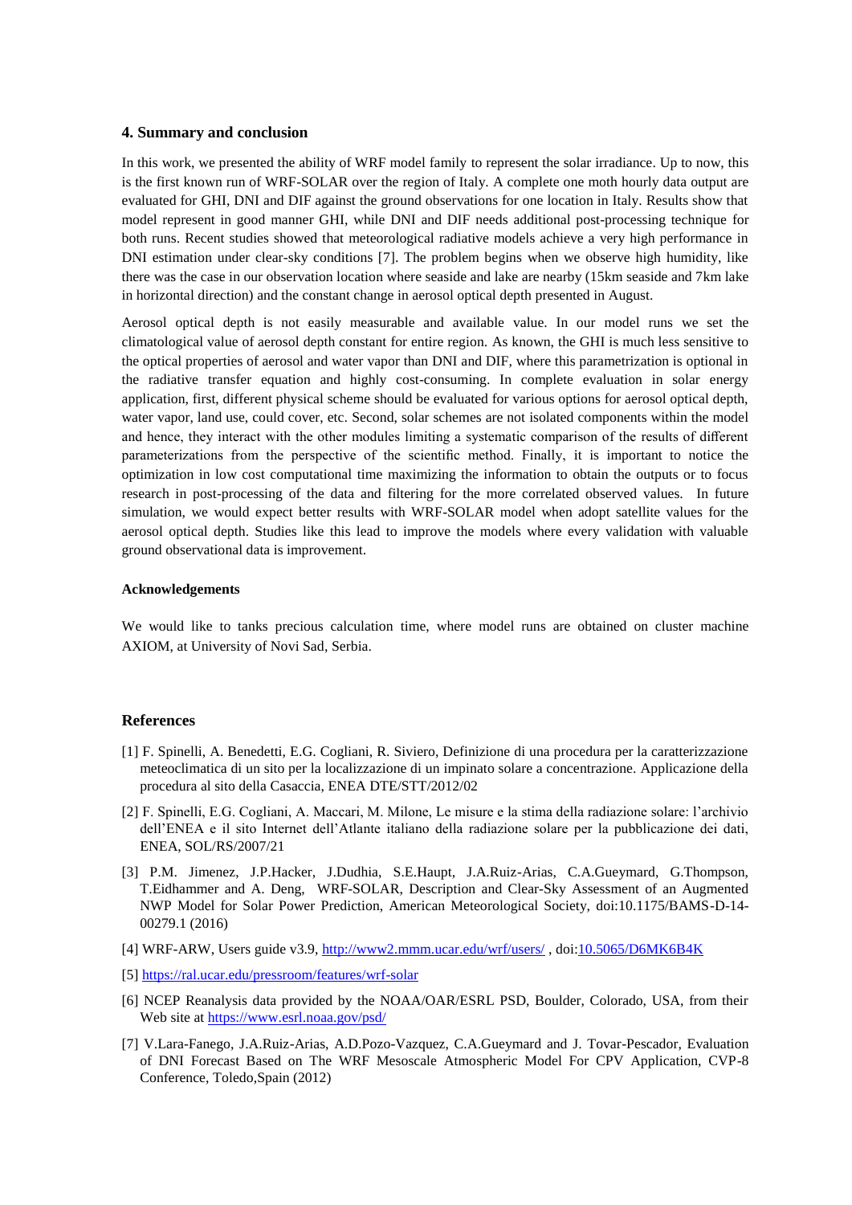## 4. Summary and conclusion

In this work, we presented the ability of WRF model family to represent the solar irradiance. Up to now, this is the first known run of WRF-SOLAR over the region of Italy. A complete one moth hourly data output are evaluated for GHI, DNI and DIF against the ground observations for one location in Italy. Results show that model represent in good manner GHI, while DNI and DIF needs additional post-processing technique for both runs. Recent studies showed that meteorological radiative models achieve a very high performance in DNI estimation under clear-sky conditions [7]. The problem begins when we observe high humidity, like there was the case in our observation location where seaside and lake are nearby (15km seaside and 7km lake in horizontal direction) and the constant change in aerosol optical depth presented in August.

Aerosol optical depth is not easily measurable and available value. In our model runs we set the climatological value of aerosol depth constant for entire region. As known, the GHI is much less sensitive to the optical properties of aerosol and water vapor than DNI and DIF, where this parametrization is optional in the radiative transfer equation and highly cost-consuming. In complete evaluation in solar energy application, first, different physical scheme should be evaluated for various options for aerosol optical depth, water vapor, land use, could cover, etc. Second, solar schemes are not isolated components within the model and hence, they interact with the other modules limiting a systematic comparison of the results of different parameterizations from the perspective of the scientific method. Finally, it is important to notice the optimization in low cost computational time maximizing the information to obtain the outputs or to focus research in post-processing of the data and filtering for the more correlated observed values. In future simulation, we would expect better results with WRF-SOLAR model when adopt satellite values for the aerosol optical depth. Studies like this lead to improve the models where every validation with valuable ground observational data is improvement.

### Acknowledgements

We would like to tanks precious calculation time, where model runs are obtained on cluster machine AXIOM, at University of Novi Sad, Serbia.

## References

[1] F. Spinelli, A. Benedetti, E.G. Cogliani, R. Siviero, Definizione di una procedura per la caratterizzazione meteoclimatica di un sito per la localizzazione di un impinato solare a concentrazione. Applicazione della procedura al sito della Casaccia, ENEA DTE/STT/2012/02

[2] F. Spinelli, E.G. Cogliani, A. Maccari, M. Milone, Le misure e la stima della radiazione solare: l'archivio dell'ENEA e il sito Internet dell'Atlante italiano della radiazione solare per la pubblicazione dei dati, ENEA, SOL/RS/2007/21

[3] P.M. Jimenez, J.P.Hacker, J.Dudhia, S.E.Haupt, J.A.Ruiz-Arias, C.A.Gueymard, G.Thompson, T.Eidhammer and A. Deng, WRF-SOLAR, Description and Clear-Sky Assessment of an Augmented NWP Model for Solar Power Prediction, American Meteorological Society, doi:10.1175/BAMS-D-14-00279.1 (2016)

[4] WRF-ARW, Users guide v3.9, http://www2.mmm.ucar.edu/wrf/users/ , doi:10.5065/D6MK6B4K

[5] https://ral.ucar.edu/pressroom/features/wrf-solar

[6] NCEP Reanalysis data provided by the NOAA/OAR/ESRL PSD, Boulder, Colorado, USA, from their Web site at https://www.esrl.noaa.gov/psd/

[7] V.Lara-Fanego, J.A.Ruiz-Arias, A.D.Pozo-Vazquez, C.A.Gueymard and J. Tovar-Pescador, Evaluation of DNI Forecast Based on The WRF Mesoscale Atmospheric Model For CPV Application, CVP-8 Conference, Toledo,Spain (2012)